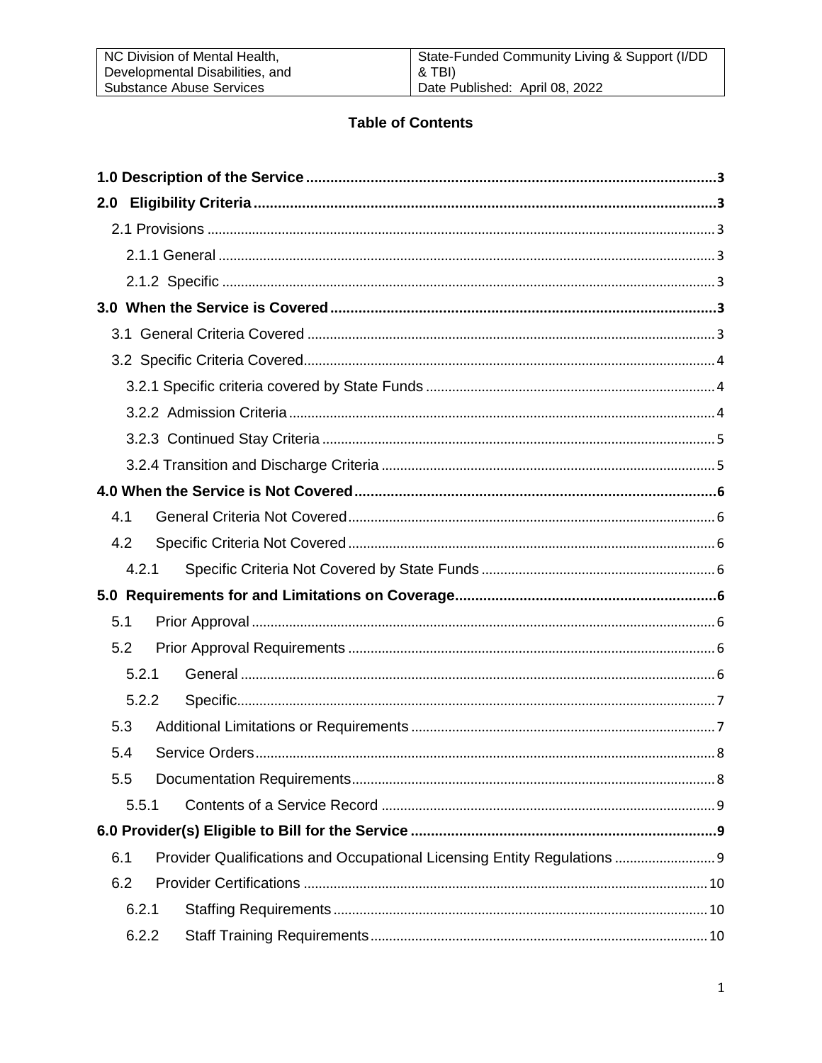## Table of Contents

**1.0 Description of the Service** ........ **3**

**2.0 Eligibility Criteria** ........ **3**

- 2.1 Provisions ........ 3
  - 2.1.1 General ........ 3
  - 2.1.2 Specific ........ 3

**3.0 When the Service is Covered** ........ **3**

- 3.1 General Criteria Covered ........ 3
- 3.2 Specific Criteria Covered ........ 4
  - 3.2.1 Specific criteria covered by State Funds ........ 4
  - 3.2.2 Admission Criteria ........ 4
  - 3.2.3 Continued Stay Criteria ........ 5
  - 3.2.4 Transition and Discharge Criteria ........ 5

**4.0 When the Service is Not Covered** ........ **6**

- 4.1 General Criteria Not Covered ........ 6
- 4.2 Specific Criteria Not Covered ........ 6
  - 4.2.1 Specific Criteria Not Covered by State Funds ........ 6

**5.0 Requirements for and Limitations on Coverage** ........ **6**

- 5.1 Prior Approval ........ 6
- 5.2 Prior Approval Requirements ........ 6
  - 5.2.1 General ........ 6
  - 5.2.2 Specific ........ 7
- 5.3 Additional Limitations or Requirements ........ 7
- 5.4 Service Orders ........ 8
- 5.5 Documentation Requirements ........ 8
  - 5.5.1 Contents of a Service Record ........ 9

**6.0 Provider(s) Eligible to Bill for the Service** ........ **9**

- 6.1 Provider Qualifications and Occupational Licensing Entity Regulations ........ 9
- 6.2 Provider Certifications ........ 10
  - 6.2.1 Staffing Requirements ........ 10
  - 6.2.2 Staff Training Requirements ........ 10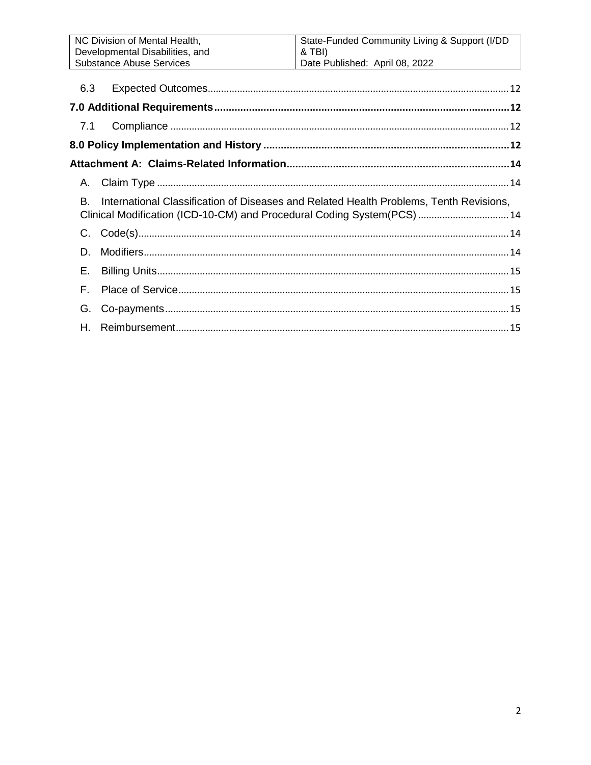6.3 Expected Outcomes ........ 12

**7.0 Additional Requirements ........ 12**

7.1 Compliance ........ 12

**8.0 Policy Implementation and History ........ 12**

**Attachment A: Claims-Related Information ........ 14**

A. Claim Type ........ 14

B. International Classification of Diseases and Related Health Problems, Tenth Revisions, Clinical Modification (ICD-10-CM) and Procedural Coding System(PCS) ........ 14

C. Code(s) ........ 14

D. Modifiers ........ 14

E. Billing Units ........ 15

F. Place of Service ........ 15

G. Co-payments ........ 15

H. Reimbursement ........ 15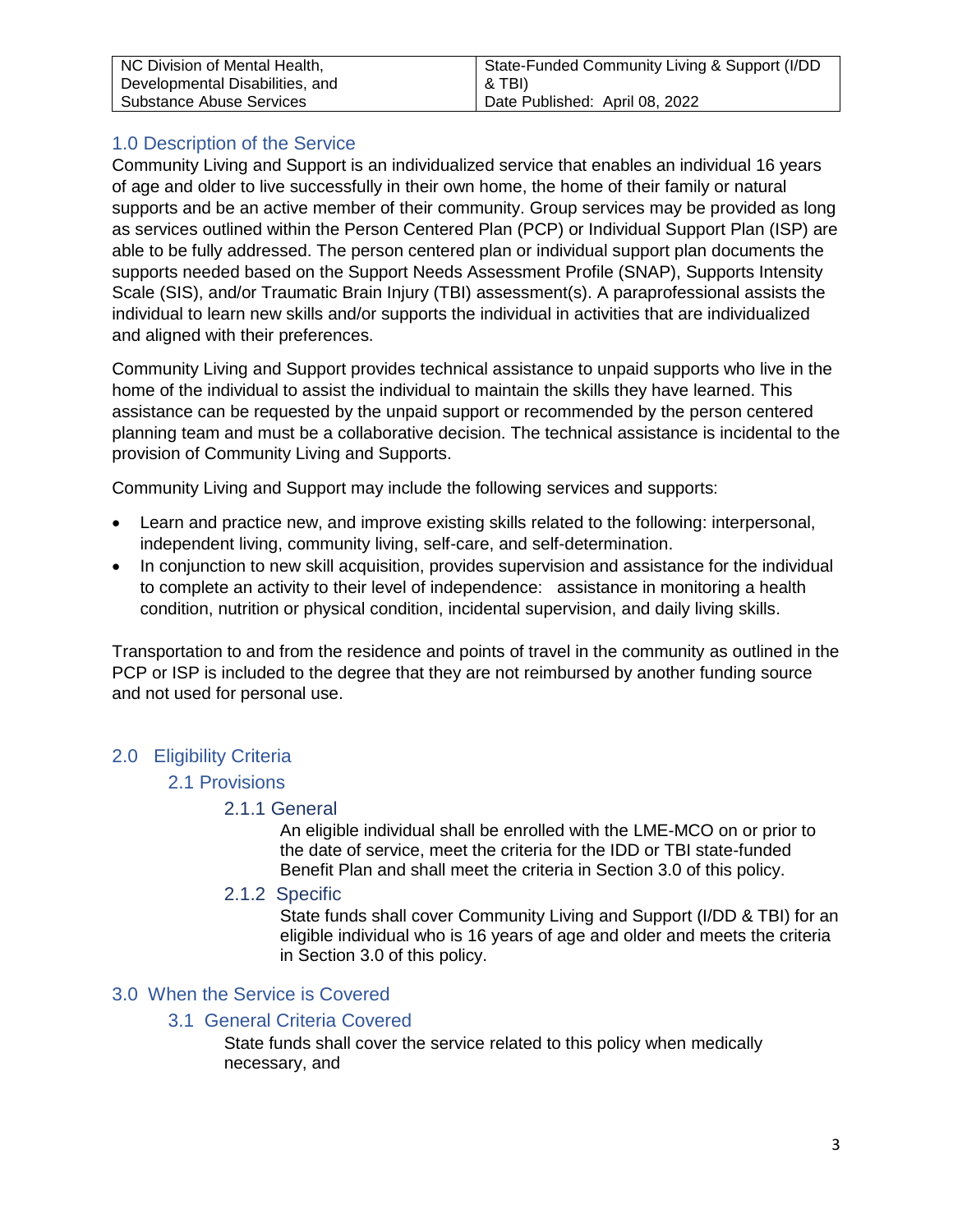## 1.0 Description of the Service

Community Living and Support is an individualized service that enables an individual 16 years of age and older to live successfully in their own home, the home of their family or natural supports and be an active member of their community. Group services may be provided as long as services outlined within the Person Centered Plan (PCP) or Individual Support Plan (ISP) are able to be fully addressed. The person centered plan or individual support plan documents the supports needed based on the Support Needs Assessment Profile (SNAP), Supports Intensity Scale (SIS), and/or Traumatic Brain Injury (TBI) assessment(s). A paraprofessional assists the individual to learn new skills and/or supports the individual in activities that are individualized and aligned with their preferences.

Community Living and Support provides technical assistance to unpaid supports who live in the home of the individual to assist the individual to maintain the skills they have learned. This assistance can be requested by the unpaid support or recommended by the person centered planning team and must be a collaborative decision. The technical assistance is incidental to the provision of Community Living and Supports.

Community Living and Support may include the following services and supports:

- Learn and practice new, and improve existing skills related to the following: interpersonal, independent living, community living, self-care, and self-determination.
- In conjunction to new skill acquisition, provides supervision and assistance for the individual to complete an activity to their level of independence: assistance in monitoring a health condition, nutrition or physical condition, incidental supervision, and daily living skills.

Transportation to and from the residence and points of travel in the community as outlined in the PCP or ISP is included to the degree that they are not reimbursed by another funding source and not used for personal use.

## 2.0 Eligibility Criteria

### 2.1 Provisions

#### 2.1.1 General

An eligible individual shall be enrolled with the LME-MCO on or prior to the date of service, meet the criteria for the IDD or TBI state-funded Benefit Plan and shall meet the criteria in Section 3.0 of this policy.

#### 2.1.2 Specific

State funds shall cover Community Living and Support (I/DD & TBI) for an eligible individual who is 16 years of age and older and meets the criteria in Section 3.0 of this policy.

## 3.0 When the Service is Covered

### 3.1 General Criteria Covered

State funds shall cover the service related to this policy when medically necessary, and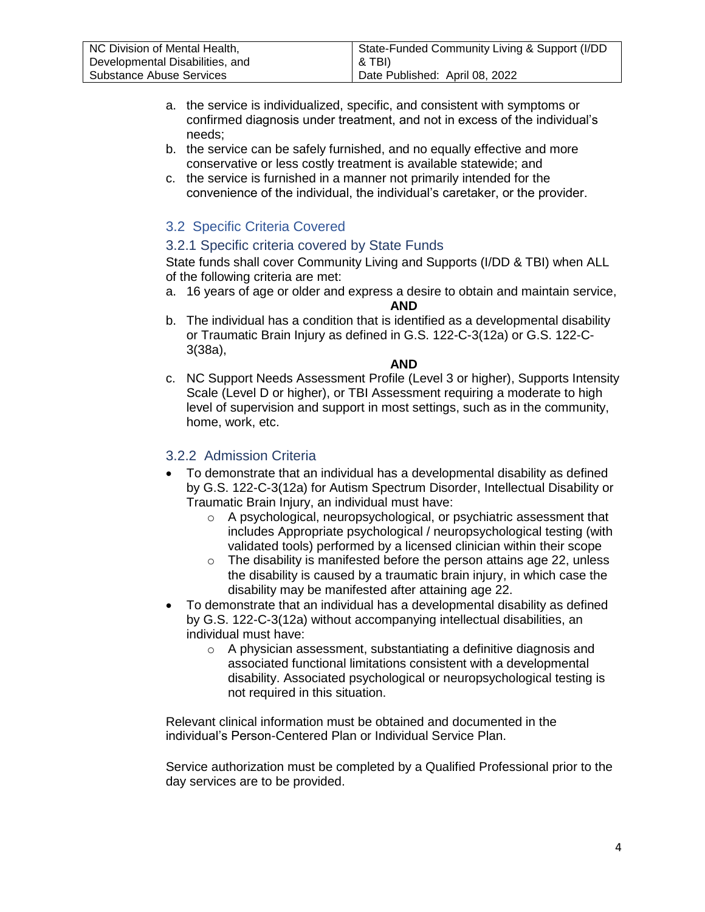a. the service is individualized, specific, and consistent with symptoms or confirmed diagnosis under treatment, and not in excess of the individual's needs;
b. the service can be safely furnished, and no equally effective and more conservative or less costly treatment is available statewide; and
c. the service is furnished in a manner not primarily intended for the convenience of the individual, the individual's caretaker, or the provider.

## 3.2 Specific Criteria Covered

### 3.2.1 Specific criteria covered by State Funds

State funds shall cover Community Living and Supports (I/DD & TBI) when ALL of the following criteria are met:

a. 16 years of age or older and express a desire to obtain and maintain service,

**AND**

b. The individual has a condition that is identified as a developmental disability or Traumatic Brain Injury as defined in G.S. 122-C-3(12a) or G.S. 122-C-3(38a),

**AND**

c. NC Support Needs Assessment Profile (Level 3 or higher), Supports Intensity Scale (Level D or higher), or TBI Assessment requiring a moderate to high level of supervision and support in most settings, such as in the community, home, work, etc.

### 3.2.2 Admission Criteria

- To demonstrate that an individual has a developmental disability as defined by G.S. 122-C-3(12a) for Autism Spectrum Disorder, Intellectual Disability or Traumatic Brain Injury, an individual must have:
  - A psychological, neuropsychological, or psychiatric assessment that includes Appropriate psychological / neuropsychological testing (with validated tools) performed by a licensed clinician within their scope
  - The disability is manifested before the person attains age 22, unless the disability is caused by a traumatic brain injury, in which case the disability may be manifested after attaining age 22.
- To demonstrate that an individual has a developmental disability as defined by G.S. 122-C-3(12a) without accompanying intellectual disabilities, an individual must have:
  - A physician assessment, substantiating a definitive diagnosis and associated functional limitations consistent with a developmental disability. Associated psychological or neuropsychological testing is not required in this situation.

Relevant clinical information must be obtained and documented in the individual's Person-Centered Plan or Individual Service Plan.

Service authorization must be completed by a Qualified Professional prior to the day services are to be provided.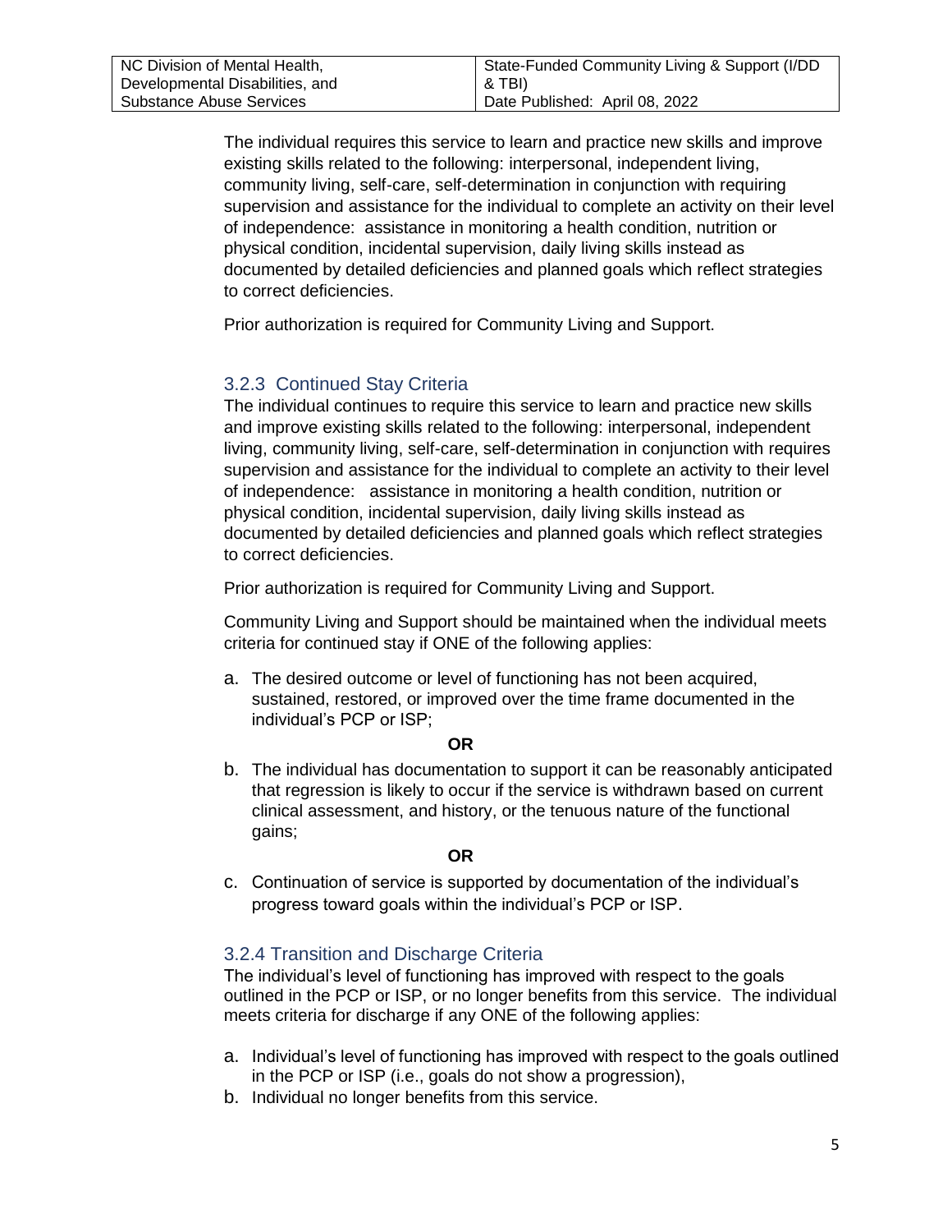The individual requires this service to learn and practice new skills and improve existing skills related to the following: interpersonal, independent living, community living, self-care, self-determination in conjunction with requiring supervision and assistance for the individual to complete an activity on their level of independence: assistance in monitoring a health condition, nutrition or physical condition, incidental supervision, daily living skills instead as documented by detailed deficiencies and planned goals which reflect strategies to correct deficiencies.

Prior authorization is required for Community Living and Support.

### 3.2.3 Continued Stay Criteria

The individual continues to require this service to learn and practice new skills and improve existing skills related to the following: interpersonal, independent living, community living, self-care, self-determination in conjunction with requires supervision and assistance for the individual to complete an activity to their level of independence: assistance in monitoring a health condition, nutrition or physical condition, incidental supervision, daily living skills instead as documented by detailed deficiencies and planned goals which reflect strategies to correct deficiencies.

Prior authorization is required for Community Living and Support.

Community Living and Support should be maintained when the individual meets criteria for continued stay if ONE of the following applies:

a. The desired outcome or level of functioning has not been acquired, sustained, restored, or improved over the time frame documented in the individual's PCP or ISP;

**OR**

b. The individual has documentation to support it can be reasonably anticipated that regression is likely to occur if the service is withdrawn based on current clinical assessment, and history, or the tenuous nature of the functional gains;

**OR**

c. Continuation of service is supported by documentation of the individual's progress toward goals within the individual's PCP or ISP.

### 3.2.4 Transition and Discharge Criteria

The individual's level of functioning has improved with respect to the goals outlined in the PCP or ISP, or no longer benefits from this service. The individual meets criteria for discharge if any ONE of the following applies:

a. Individual's level of functioning has improved with respect to the goals outlined in the PCP or ISP (i.e., goals do not show a progression),
b. Individual no longer benefits from this service.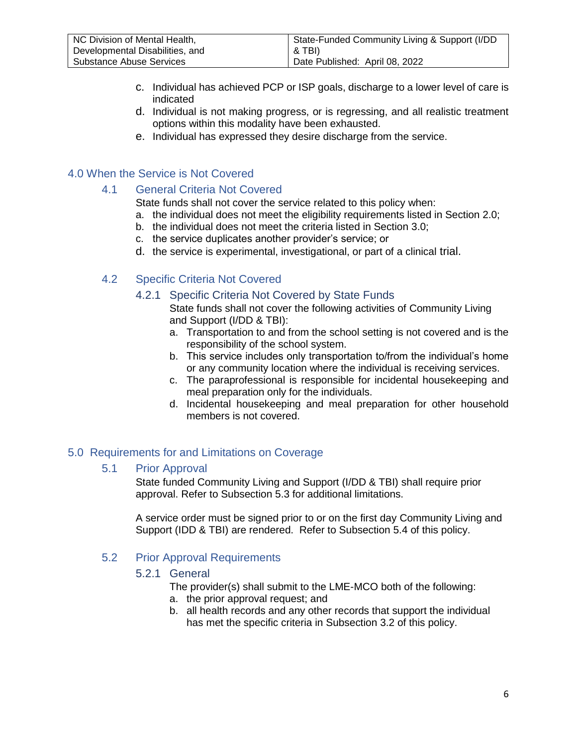c. Individual has achieved PCP or ISP goals, discharge to a lower level of care is indicated
d. Individual is not making progress, or is regressing, and all realistic treatment options within this modality have been exhausted.
e. Individual has expressed they desire discharge from the service.

## 4.0 When the Service is Not Covered

### 4.1 General Criteria Not Covered

State funds shall not cover the service related to this policy when:

a. the individual does not meet the eligibility requirements listed in Section 2.0;
b. the individual does not meet the criteria listed in Section 3.0;
c. the service duplicates another provider's service; or
d. the service is experimental, investigational, or part of a clinical trial.

### 4.2 Specific Criteria Not Covered

#### 4.2.1 Specific Criteria Not Covered by State Funds

State funds shall not cover the following activities of Community Living and Support (I/DD & TBI):

a. Transportation to and from the school setting is not covered and is the responsibility of the school system.
b. This service includes only transportation to/from the individual's home or any community location where the individual is receiving services.
c. The paraprofessional is responsible for incidental housekeeping and meal preparation only for the individuals.
d. Incidental housekeeping and meal preparation for other household members is not covered.

## 5.0 Requirements for and Limitations on Coverage

### 5.1 Prior Approval

State funded Community Living and Support (I/DD & TBI) shall require prior approval. Refer to Subsection 5.3 for additional limitations.

A service order must be signed prior to or on the first day Community Living and Support (IDD & TBI) are rendered. Refer to Subsection 5.4 of this policy.

### 5.2 Prior Approval Requirements

#### 5.2.1 General

The provider(s) shall submit to the LME-MCO both of the following:

a. the prior approval request; and
b. all health records and any other records that support the individual has met the specific criteria in Subsection 3.2 of this policy.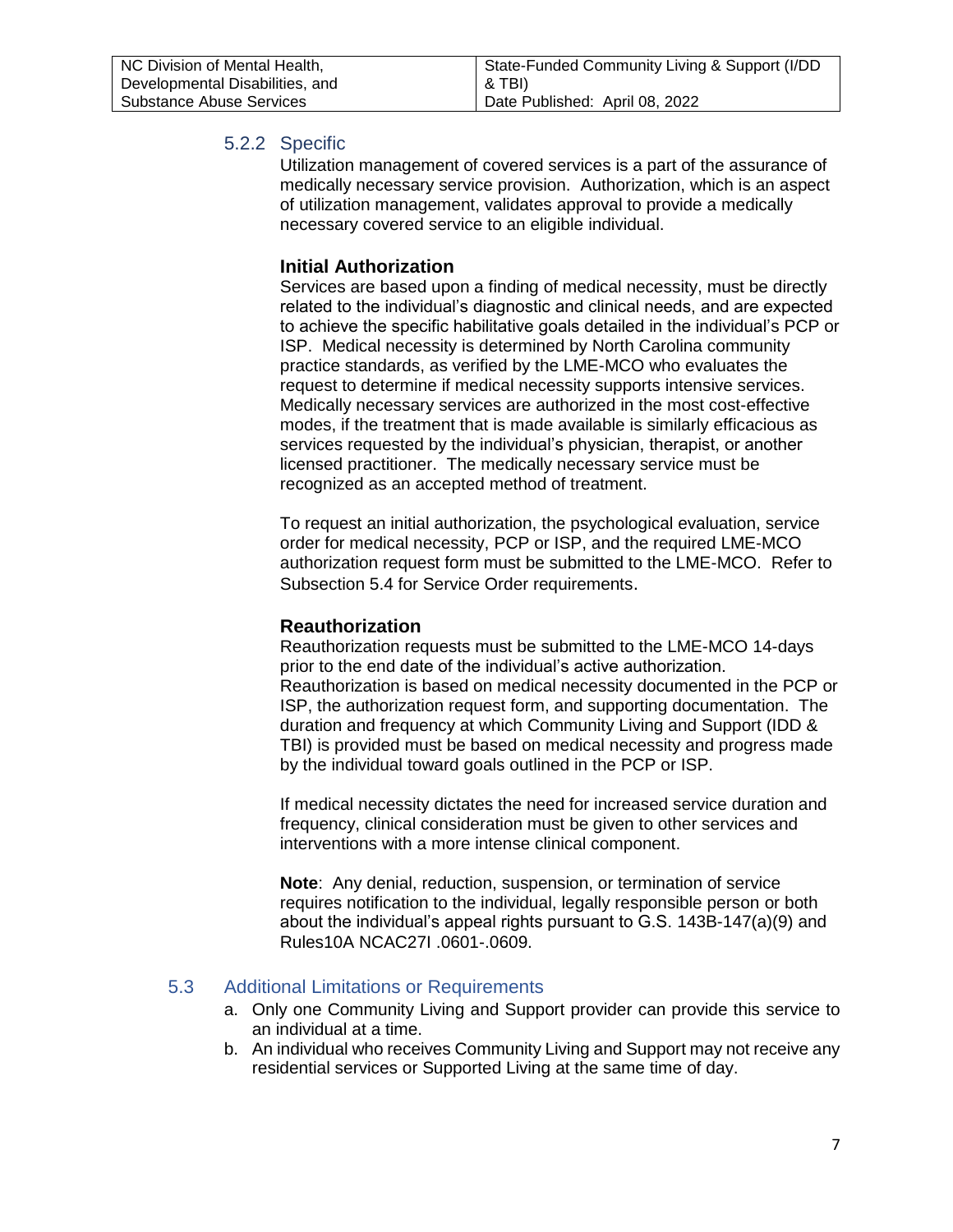### 5.2.2 Specific

Utilization management of covered services is a part of the assurance of medically necessary service provision. Authorization, which is an aspect of utilization management, validates approval to provide a medically necessary covered service to an eligible individual.

**Initial Authorization**

Services are based upon a finding of medical necessity, must be directly related to the individual's diagnostic and clinical needs, and are expected to achieve the specific habilitative goals detailed in the individual's PCP or ISP. Medical necessity is determined by North Carolina community practice standards, as verified by the LME-MCO who evaluates the request to determine if medical necessity supports intensive services. Medically necessary services are authorized in the most cost-effective modes, if the treatment that is made available is similarly efficacious as services requested by the individual's physician, therapist, or another licensed practitioner. The medically necessary service must be recognized as an accepted method of treatment.

To request an initial authorization, the psychological evaluation, service order for medical necessity, PCP or ISP, and the required LME-MCO authorization request form must be submitted to the LME-MCO. Refer to Subsection 5.4 for Service Order requirements.

**Reauthorization**

Reauthorization requests must be submitted to the LME-MCO 14-days prior to the end date of the individual's active authorization. Reauthorization is based on medical necessity documented in the PCP or ISP, the authorization request form, and supporting documentation. The duration and frequency at which Community Living and Support (IDD & TBI) is provided must be based on medical necessity and progress made by the individual toward goals outlined in the PCP or ISP.

If medical necessity dictates the need for increased service duration and frequency, clinical consideration must be given to other services and interventions with a more intense clinical component.

**Note**: Any denial, reduction, suspension, or termination of service requires notification to the individual, legally responsible person or both about the individual's appeal rights pursuant to G.S. 143B-147(a)(9) and Rules10A NCAC27I .0601-.0609.

## 5.3 Additional Limitations or Requirements

a. Only one Community Living and Support provider can provide this service to an individual at a time.
b. An individual who receives Community Living and Support may not receive any residential services or Supported Living at the same time of day.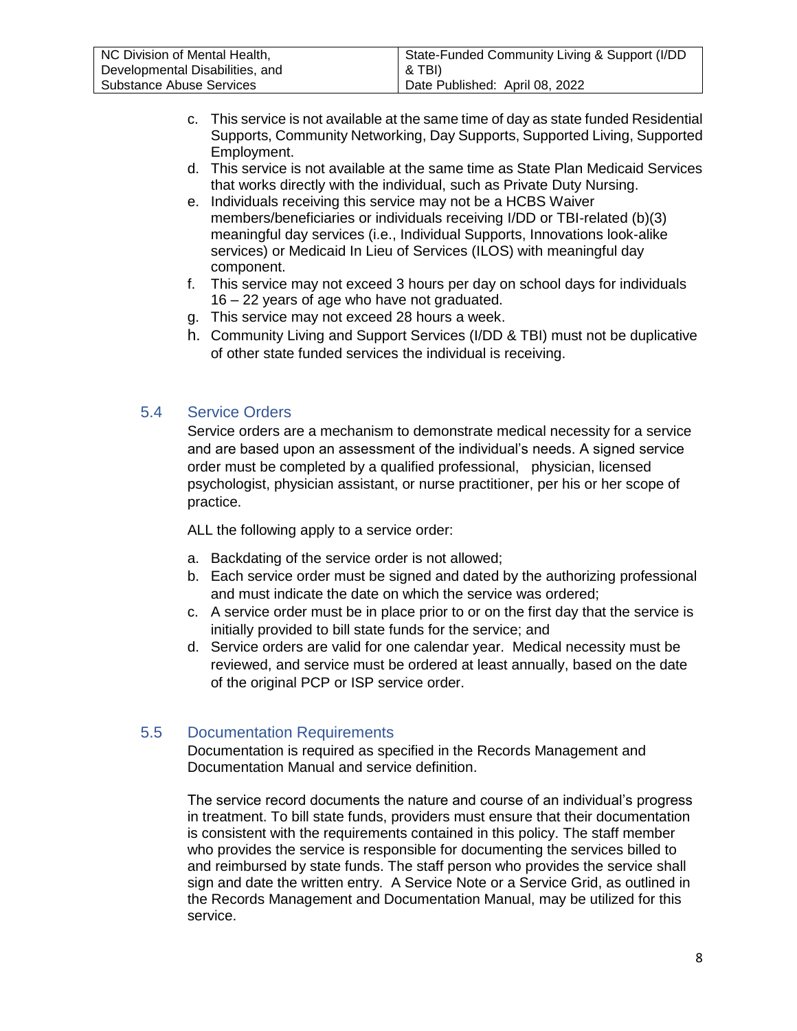c. This service is not available at the same time of day as state funded Residential Supports, Community Networking, Day Supports, Supported Living, Supported Employment.
d. This service is not available at the same time as State Plan Medicaid Services that works directly with the individual, such as Private Duty Nursing.
e. Individuals receiving this service may not be a HCBS Waiver members/beneficiaries or individuals receiving I/DD or TBI-related (b)(3) meaningful day services (i.e., Individual Supports, Innovations look-alike services) or Medicaid In Lieu of Services (ILOS) with meaningful day component.
f. This service may not exceed 3 hours per day on school days for individuals 16 – 22 years of age who have not graduated.
g. This service may not exceed 28 hours a week.
h. Community Living and Support Services (I/DD & TBI) must not be duplicative of other state funded services the individual is receiving.

## 5.4 Service Orders

Service orders are a mechanism to demonstrate medical necessity for a service and are based upon an assessment of the individual's needs. A signed service order must be completed by a qualified professional, physician, licensed psychologist, physician assistant, or nurse practitioner, per his or her scope of practice.

ALL the following apply to a service order:

a. Backdating of the service order is not allowed;
b. Each service order must be signed and dated by the authorizing professional and must indicate the date on which the service was ordered;
c. A service order must be in place prior to or on the first day that the service is initially provided to bill state funds for the service; and
d. Service orders are valid for one calendar year. Medical necessity must be reviewed, and service must be ordered at least annually, based on the date of the original PCP or ISP service order.

## 5.5 Documentation Requirements

Documentation is required as specified in the Records Management and Documentation Manual and service definition.

The service record documents the nature and course of an individual's progress in treatment. To bill state funds, providers must ensure that their documentation is consistent with the requirements contained in this policy. The staff member who provides the service is responsible for documenting the services billed to and reimbursed by state funds. The staff person who provides the service shall sign and date the written entry. A Service Note or a Service Grid, as outlined in the Records Management and Documentation Manual, may be utilized for this service.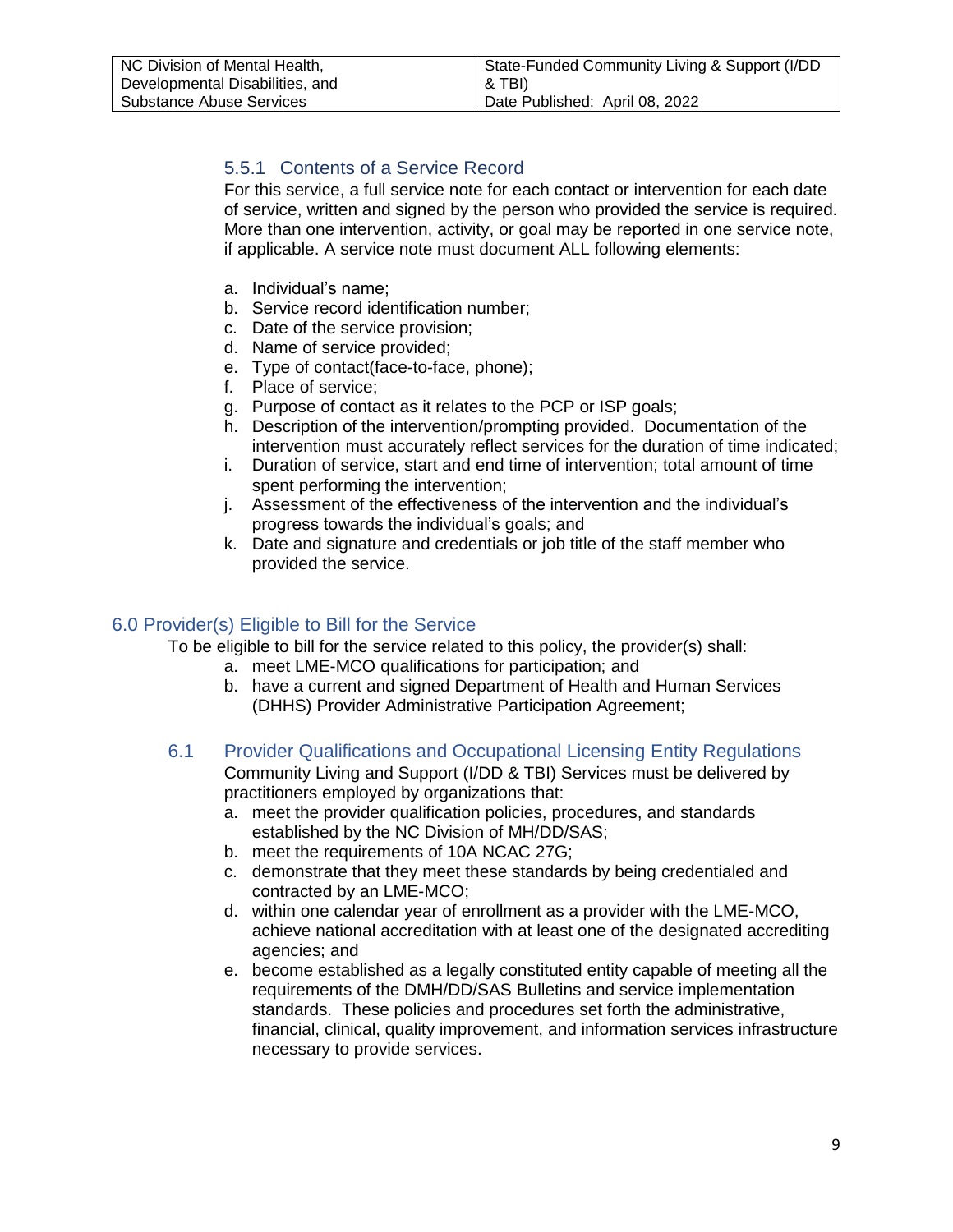### 5.5.1 Contents of a Service Record

For this service, a full service note for each contact or intervention for each date of service, written and signed by the person who provided the service is required. More than one intervention, activity, or goal may be reported in one service note, if applicable. A service note must document ALL following elements:

a. Individual's name;
b. Service record identification number;
c. Date of the service provision;
d. Name of service provided;
e. Type of contact(face-to-face, phone);
f. Place of service;
g. Purpose of contact as it relates to the PCP or ISP goals;
h. Description of the intervention/prompting provided. Documentation of the intervention must accurately reflect services for the duration of time indicated;
i. Duration of service, start and end time of intervention; total amount of time spent performing the intervention;
j. Assessment of the effectiveness of the intervention and the individual's progress towards the individual's goals; and
k. Date and signature and credentials or job title of the staff member who provided the service.

## 6.0 Provider(s) Eligible to Bill for the Service

To be eligible to bill for the service related to this policy, the provider(s) shall:

a. meet LME-MCO qualifications for participation; and
b. have a current and signed Department of Health and Human Services (DHHS) Provider Administrative Participation Agreement;

### 6.1 Provider Qualifications and Occupational Licensing Entity Regulations

Community Living and Support (I/DD & TBI) Services must be delivered by practitioners employed by organizations that:

a. meet the provider qualification policies, procedures, and standards established by the NC Division of MH/DD/SAS;
b. meet the requirements of 10A NCAC 27G;
c. demonstrate that they meet these standards by being credentialed and contracted by an LME-MCO;
d. within one calendar year of enrollment as a provider with the LME-MCO, achieve national accreditation with at least one of the designated accrediting agencies; and
e. become established as a legally constituted entity capable of meeting all the requirements of the DMH/DD/SAS Bulletins and service implementation standards. These policies and procedures set forth the administrative, financial, clinical, quality improvement, and information services infrastructure necessary to provide services.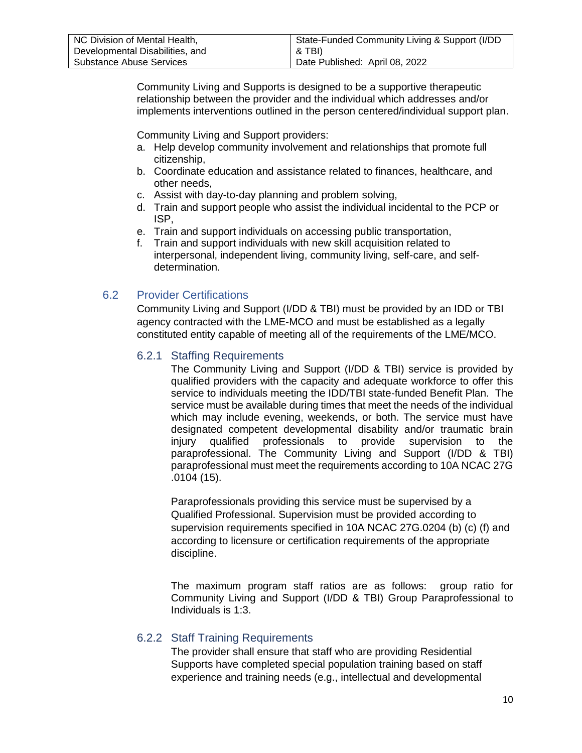Community Living and Supports is designed to be a supportive therapeutic relationship between the provider and the individual which addresses and/or implements interventions outlined in the person centered/individual support plan.

Community Living and Support providers:

a. Help develop community involvement and relationships that promote full citizenship,
b. Coordinate education and assistance related to finances, healthcare, and other needs,
c. Assist with day-to-day planning and problem solving,
d. Train and support people who assist the individual incidental to the PCP or ISP,
e. Train and support individuals on accessing public transportation,
f. Train and support individuals with new skill acquisition related to interpersonal, independent living, community living, self-care, and self-determination.

## 6.2 Provider Certifications

Community Living and Support (I/DD & TBI) must be provided by an IDD or TBI agency contracted with the LME-MCO and must be established as a legally constituted entity capable of meeting all of the requirements of the LME/MCO.

### 6.2.1 Staffing Requirements

The Community Living and Support (I/DD & TBI) service is provided by qualified providers with the capacity and adequate workforce to offer this service to individuals meeting the IDD/TBI state-funded Benefit Plan. The service must be available during times that meet the needs of the individual which may include evening, weekends, or both. The service must have designated competent developmental disability and/or traumatic brain injury qualified professionals to provide supervision to the paraprofessional. The Community Living and Support (I/DD & TBI) paraprofessional must meet the requirements according to 10A NCAC 27G .0104 (15).

Paraprofessionals providing this service must be supervised by a Qualified Professional. Supervision must be provided according to supervision requirements specified in 10A NCAC 27G.0204 (b) (c) (f) and according to licensure or certification requirements of the appropriate discipline.

The maximum program staff ratios are as follows: group ratio for Community Living and Support (I/DD & TBI) Group Paraprofessional to Individuals is 1:3.

### 6.2.2 Staff Training Requirements

The provider shall ensure that staff who are providing Residential Supports have completed special population training based on staff experience and training needs (e.g., intellectual and developmental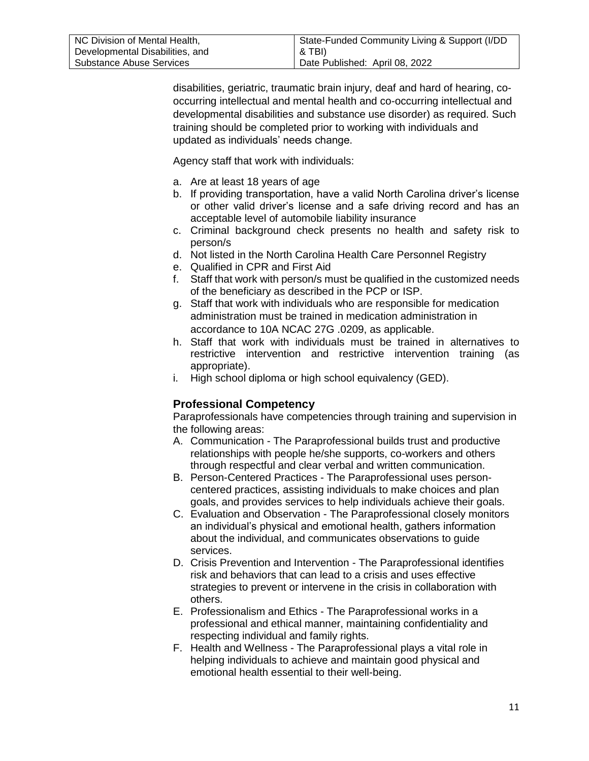disabilities, geriatric, traumatic brain injury, deaf and hard of hearing, co-occurring intellectual and mental health and co-occurring intellectual and developmental disabilities and substance use disorder) as required. Such training should be completed prior to working with individuals and updated as individuals' needs change.

Agency staff that work with individuals:

a. Are at least 18 years of age
b. If providing transportation, have a valid North Carolina driver's license or other valid driver's license and a safe driving record and has an acceptable level of automobile liability insurance
c. Criminal background check presents no health and safety risk to person/s
d. Not listed in the North Carolina Health Care Personnel Registry
e. Qualified in CPR and First Aid
f. Staff that work with person/s must be qualified in the customized needs of the beneficiary as described in the PCP or ISP.
g. Staff that work with individuals who are responsible for medication administration must be trained in medication administration in accordance to 10A NCAC 27G .0209, as applicable.
h. Staff that work with individuals must be trained in alternatives to restrictive intervention and restrictive intervention training (as appropriate).
i. High school diploma or high school equivalency (GED).

### Professional Competency

Paraprofessionals have competencies through training and supervision in the following areas:

A. Communication - The Paraprofessional builds trust and productive relationships with people he/she supports, co-workers and others through respectful and clear verbal and written communication.
B. Person-Centered Practices - The Paraprofessional uses person-centered practices, assisting individuals to make choices and plan goals, and provides services to help individuals achieve their goals.
C. Evaluation and Observation - The Paraprofessional closely monitors an individual's physical and emotional health, gathers information about the individual, and communicates observations to guide services.
D. Crisis Prevention and Intervention - The Paraprofessional identifies risk and behaviors that can lead to a crisis and uses effective strategies to prevent or intervene in the crisis in collaboration with others.
E. Professionalism and Ethics - The Paraprofessional works in a professional and ethical manner, maintaining confidentiality and respecting individual and family rights.
F. Health and Wellness - The Paraprofessional plays a vital role in helping individuals to achieve and maintain good physical and emotional health essential to their well-being.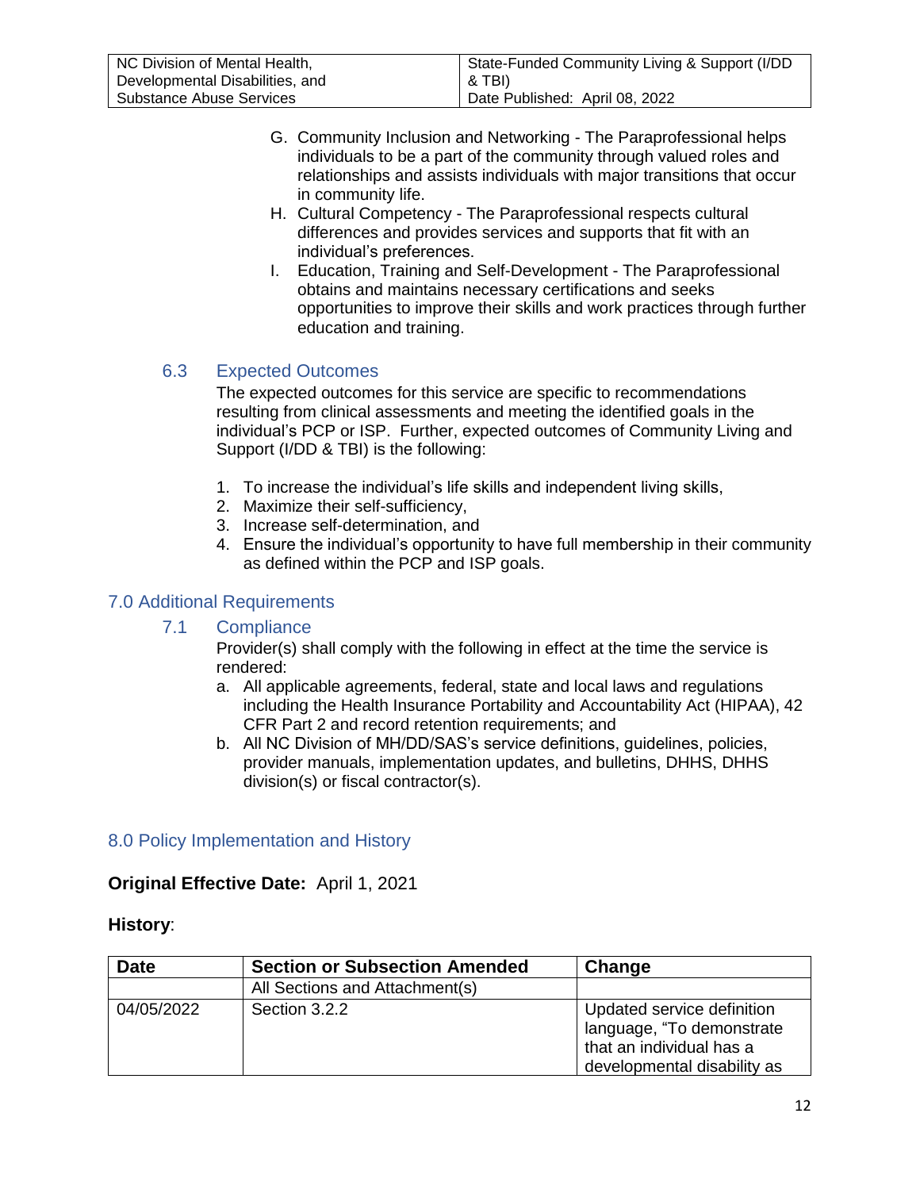G. Community Inclusion and Networking - The Paraprofessional helps individuals to be a part of the community through valued roles and relationships and assists individuals with major transitions that occur in community life.
H. Cultural Competency - The Paraprofessional respects cultural differences and provides services and supports that fit with an individual's preferences.
I. Education, Training and Self-Development - The Paraprofessional obtains and maintains necessary certifications and seeks opportunities to improve their skills and work practices through further education and training.

### 6.3 Expected Outcomes

The expected outcomes for this service are specific to recommendations resulting from clinical assessments and meeting the identified goals in the individual's PCP or ISP. Further, expected outcomes of Community Living and Support (I/DD & TBI) is the following:

1. To increase the individual's life skills and independent living skills,
2. Maximize their self-sufficiency,
3. Increase self-determination, and
4. Ensure the individual's opportunity to have full membership in their community as defined within the PCP and ISP goals.

## 7.0 Additional Requirements

### 7.1 Compliance

Provider(s) shall comply with the following in effect at the time the service is rendered:

a. All applicable agreements, federal, state and local laws and regulations including the Health Insurance Portability and Accountability Act (HIPAA), 42 CFR Part 2 and record retention requirements; and
b. All NC Division of MH/DD/SAS's service definitions, guidelines, policies, provider manuals, implementation updates, and bulletins, DHHS, DHHS division(s) or fiscal contractor(s).

## 8.0 Policy Implementation and History

**Original Effective Date:** April 1, 2021

**History**:

| Date | Section or Subsection Amended | Change |
|---|---|---|
| | All Sections and Attachment(s) | |
| 04/05/2022 | Section 3.2.2 | Updated service definition language, "To demonstrate that an individual has a developmental disability as |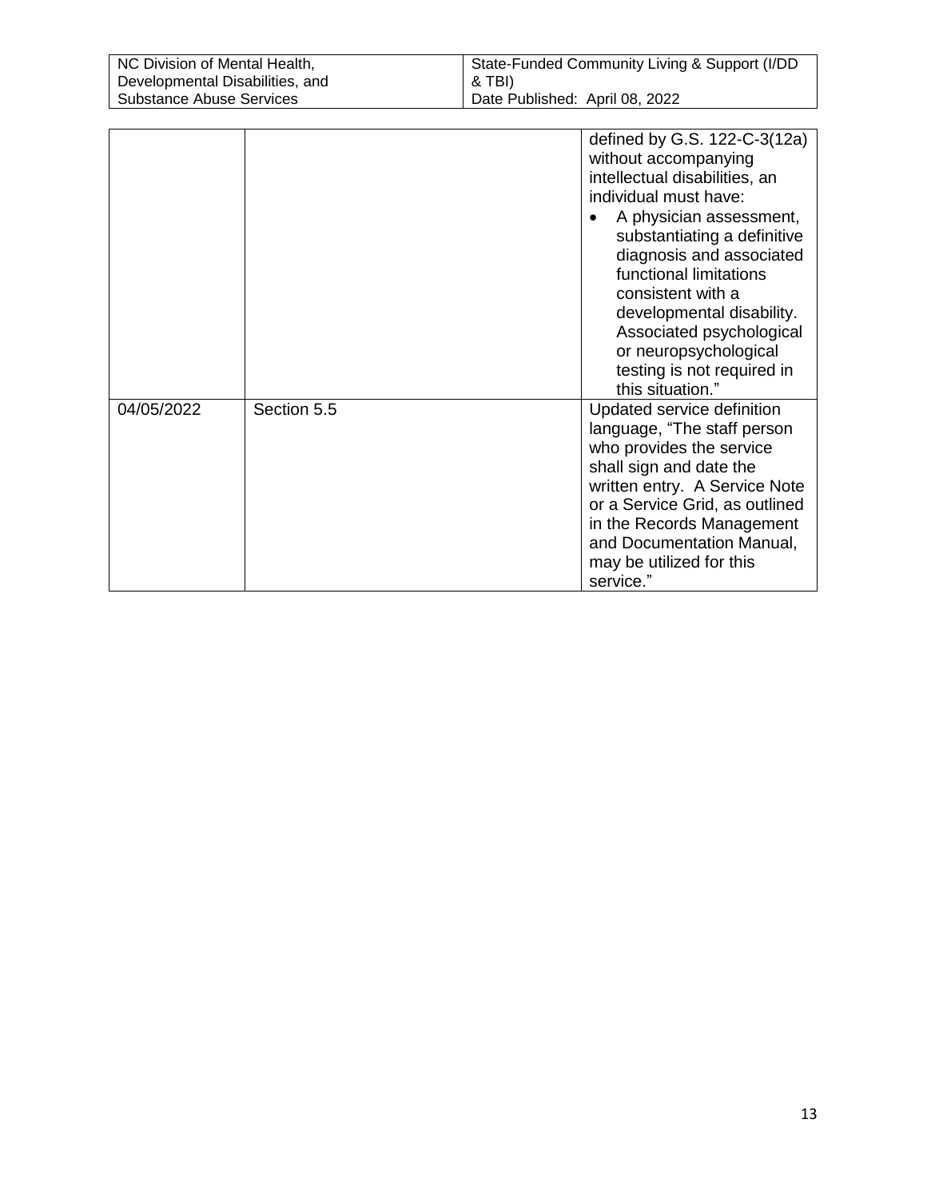| | | |
|---|---|---|
| | | defined by G.S. 122-C-3(12a) without accompanying intellectual disabilities, an individual must have:<br>• A physician assessment, substantiating a definitive diagnosis and associated functional limitations consistent with a developmental disability. Associated psychological or neuropsychological testing is not required in this situation." |
| 04/05/2022 | Section 5.5 | Updated service definition language, "The staff person who provides the service shall sign and date the written entry. A Service Note or a Service Grid, as outlined in the Records Management and Documentation Manual, may be utilized for this service." |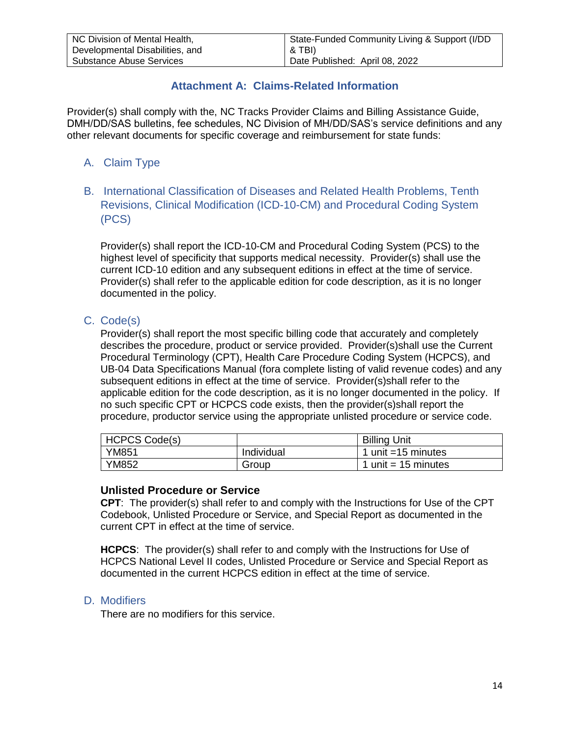## Attachment A: Claims-Related Information

Provider(s) shall comply with the, NC Tracks Provider Claims and Billing Assistance Guide, DMH/DD/SAS bulletins, fee schedules, NC Division of MH/DD/SAS's service definitions and any other relevant documents for specific coverage and reimbursement for state funds:

### A. Claim Type

### B. International Classification of Diseases and Related Health Problems, Tenth Revisions, Clinical Modification (ICD-10-CM) and Procedural Coding System (PCS)

Provider(s) shall report the ICD-10-CM and Procedural Coding System (PCS) to the highest level of specificity that supports medical necessity. Provider(s) shall use the current ICD-10 edition and any subsequent editions in effect at the time of service. Provider(s) shall refer to the applicable edition for code description, as it is no longer documented in the policy.

### C. Code(s)

Provider(s) shall report the most specific billing code that accurately and completely describes the procedure, product or service provided. Provider(s)shall use the Current Procedural Terminology (CPT), Health Care Procedure Coding System (HCPCS), and UB-04 Data Specifications Manual (fora complete listing of valid revenue codes) and any subsequent editions in effect at the time of service. Provider(s)shall refer to the applicable edition for the code description, as it is no longer documented in the policy. If no such specific CPT or HCPCS code exists, then the provider(s)shall report the procedure, productor service using the appropriate unlisted procedure or service code.

| HCPCS Code(s) | | Billing Unit |
|---|---|---|
| YM851 | Individual | 1 unit =15 minutes |
| YM852 | Group | 1 unit = 15 minutes |

**Unlisted Procedure or Service**

**CPT**: The provider(s) shall refer to and comply with the Instructions for Use of the CPT Codebook, Unlisted Procedure or Service, and Special Report as documented in the current CPT in effect at the time of service.

**HCPCS**: The provider(s) shall refer to and comply with the Instructions for Use of HCPCS National Level II codes, Unlisted Procedure or Service and Special Report as documented in the current HCPCS edition in effect at the time of service.

### D. Modifiers

There are no modifiers for this service.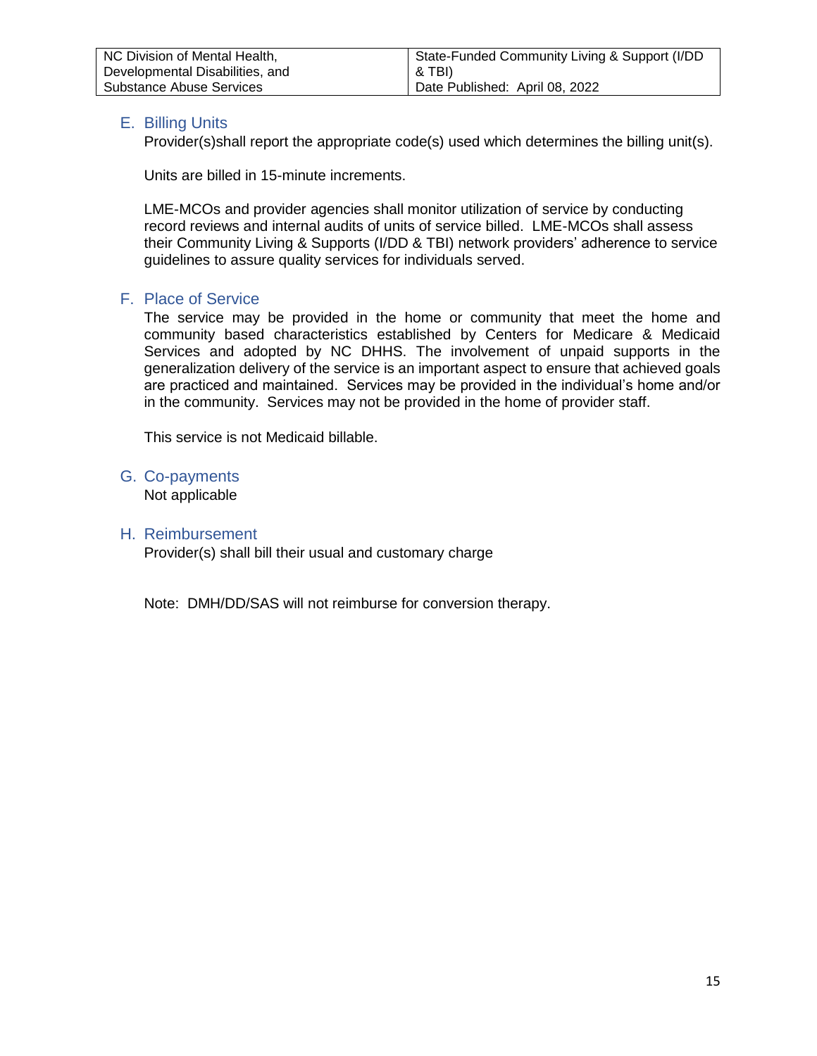## E. Billing Units

Provider(s)shall report the appropriate code(s) used which determines the billing unit(s).

Units are billed in 15-minute increments.

LME-MCOs and provider agencies shall monitor utilization of service by conducting record reviews and internal audits of units of service billed. LME-MCOs shall assess their Community Living & Supports (I/DD & TBI) network providers' adherence to service guidelines to assure quality services for individuals served.

## F. Place of Service

The service may be provided in the home or community that meet the home and community based characteristics established by Centers for Medicare & Medicaid Services and adopted by NC DHHS. The involvement of unpaid supports in the generalization delivery of the service is an important aspect to ensure that achieved goals are practiced and maintained. Services may be provided in the individual's home and/or in the community. Services may not be provided in the home of provider staff.

This service is not Medicaid billable.

## G. Co-payments

Not applicable

## H. Reimbursement

Provider(s) shall bill their usual and customary charge

Note: DMH/DD/SAS will not reimburse for conversion therapy.